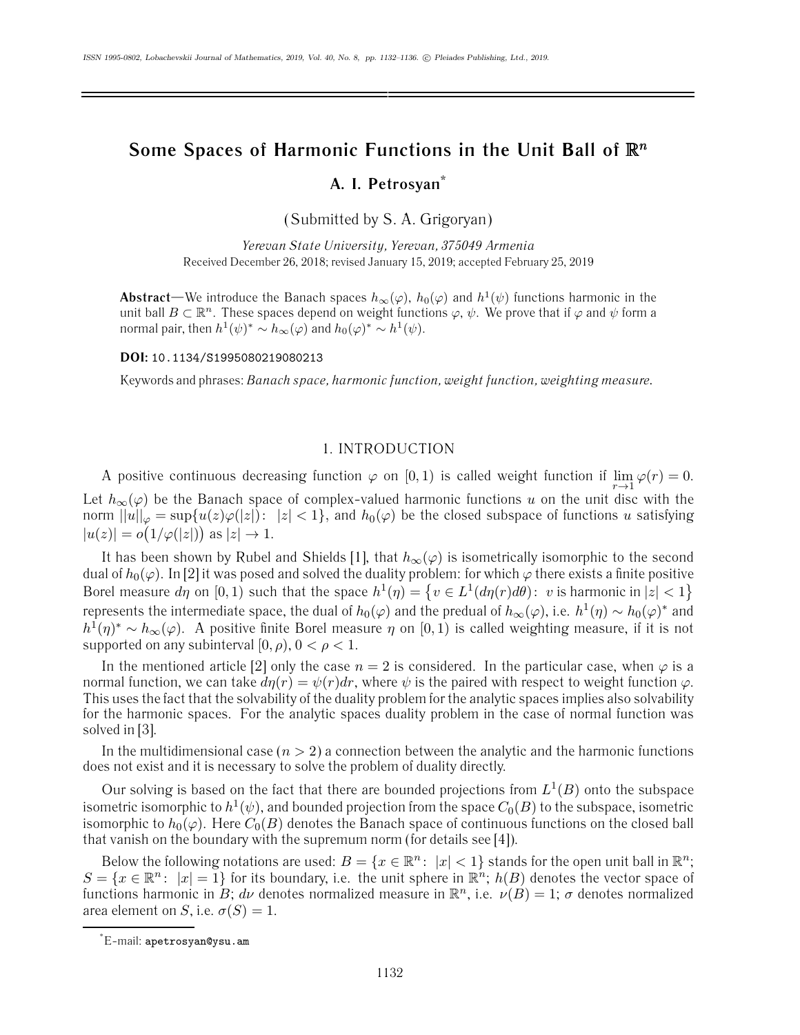# Some Spaces of Harmonic Functions in the Unit Ball of $\mathbb{R}^n$

**A. I. Petrosyan***

(Submitted by S. A. Grigoryan)

*Yerevan State University, Yerevan, 375049 Armenia*
Received December 26, 2018; revised January 15, 2019; accepted February 25, 2019

**Abstract**—We introduce the Banach spaces $h_\infty(\varphi)$, $h_0(\varphi)$ and $h^1(\psi)$ functions harmonic in the unit ball $B \subset \mathbb{R}^n$. These spaces depend on weight functions $\varphi$, $\psi$. We prove that if $\varphi$ and $\psi$ form a normal pair, then $h^1(\psi)^* \sim h_\infty(\varphi)$ and $h_0(\varphi)^* \sim h^1(\psi)$.

**DOI:** 10.1134/S1995080219080213

Keywords and phrases: *Banach space, harmonic function, weight function, weighting measure.*

## 1. INTRODUCTION

A positive continuous decreasing function $\varphi$ on $[0, 1)$ is called weight function if $\lim_{r\to 1} \varphi(r) = 0$. Let $h_\infty(\varphi)$ be the Banach space of complex-valued harmonic functions $u$ on the unit disc with the norm $||u||_\varphi = \sup\{u(z)\varphi(|z|):\ |z| < 1\}$, and $h_0(\varphi)$ be the closed subspace of functions $u$ satisfying $|u(z)| = o\big(1/\varphi(|z|)\big)$ as $|z| \to 1$.

It has been shown by Rubel and Shields [1], that $h_\infty(\varphi)$ is isometrically isomorphic to the second dual of $h_0(\varphi)$. In [2] it was posed and solved the duality problem: for which $\varphi$ there exists a finite positive Borel measure $d\eta$ on $[0, 1)$ such that the space $h^1(\eta) = \{v \in L^1(d\eta(r)d\theta):\ v \text{ is harmonic in } |z| < 1\}$ represents the intermediate space, the dual of $h_0(\varphi)$ and the predual of $h_\infty(\varphi)$, i.e. $h^1(\eta) \sim h_0(\varphi)^*$ and $h^1(\eta)^* \sim h_\infty(\varphi)$. A positive finite Borel measure $\eta$ on $[0, 1)$ is called weighting measure, if it is not supported on any subinterval $[0, \rho)$, $0 < \rho < 1$.

In the mentioned article [2] only the case $n = 2$ is considered. In the particular case, when $\varphi$ is a normal function, we can take $d\eta(r) = \psi(r)dr$, where $\psi$ is the paired with respect to weight function $\varphi$. This uses the fact that the solvability of the duality problem for the analytic spaces implies also solvability for the harmonic spaces. For the analytic spaces duality problem in the case of normal function was solved in [3].

In the multidimensional case ($n > 2$) a connection between the analytic and the harmonic functions does not exist and it is necessary to solve the problem of duality directly.

Our solving is based on the fact that there are bounded projections from $L^1(B)$ onto the subspace isometric isomorphic to $h^1(\psi)$, and bounded projection from the space $C_0(B)$ to the subspace, isometric isomorphic to $h_0(\varphi)$. Here $C_0(B)$ denotes the Banach space of continuous functions on the closed ball that vanish on the boundary with the supremum norm (for details see [4]).

Below the following notations are used: $B = \{x \in \mathbb{R}^n:\ |x| < 1\}$ stands for the open unit ball in $\mathbb{R}^n$; $S = \{x \in \mathbb{R}^n:\ |x| = 1\}$ for its boundary, i.e. the unit sphere in $\mathbb{R}^n$; $h(B)$ denotes the vector space of functions harmonic in $B$; $d\nu$ denotes normalized measure in $\mathbb{R}^n$, i.e. $\nu(B) = 1$; $\sigma$ denotes normalized area element on $S$, i.e. $\sigma(S) = 1$.

*E-mail: apetrosyan@ysu.am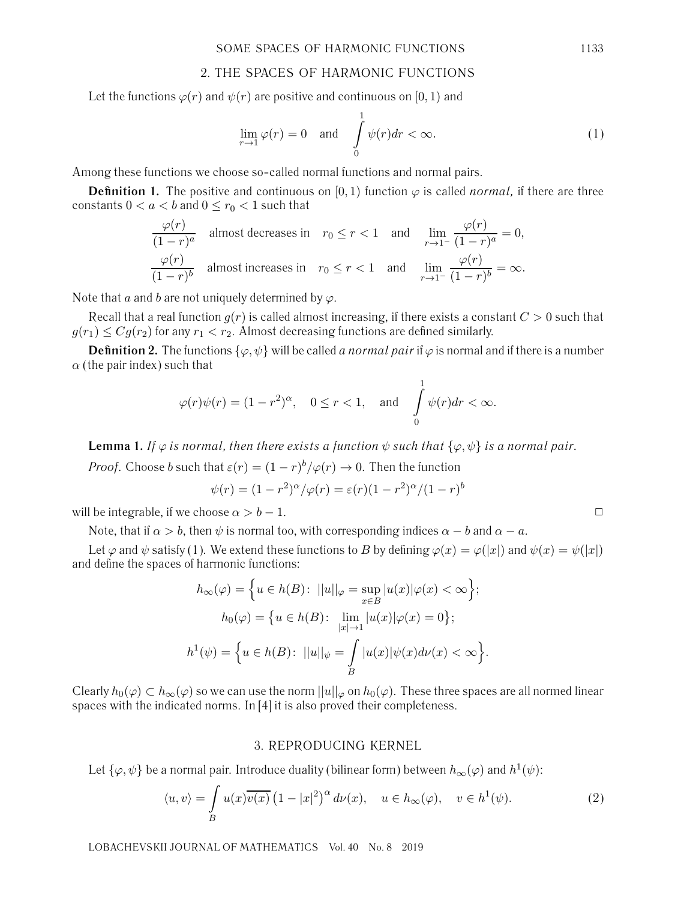## 2. THE SPACES OF HARMONIC FUNCTIONS

Let the functions $\varphi(r)$ and $\psi(r)$ are positive and continuous on $[0, 1)$ and

$$\lim_{r\to 1} \varphi(r) = 0 \quad \text{and} \quad \int_0^1 \psi(r)dr < \infty. \tag{1}$$

Among these functions we choose so-called normal functions and normal pairs.

**Definition 1.** The positive and continuous on $[0, 1)$ function $\varphi$ is called *normal*, if there are three constants $0 < a < b$ and $0 \le r_0 < 1$ such that

$$\frac{\varphi(r)}{(1-r)^a} \quad \text{almost decreases in} \quad r_0 \le r < 1 \quad \text{and} \quad \lim_{r\to 1^-} \frac{\varphi(r)}{(1-r)^a} = 0,$$

$$\frac{\varphi(r)}{(1-r)^b} \quad \text{almost increases in} \quad r_0 \le r < 1 \quad \text{and} \quad \lim_{r\to 1^-} \frac{\varphi(r)}{(1-r)^b} = \infty.$$

Note that $a$ and $b$ are not uniquely determined by $\varphi$.

Recall that a real function $g(r)$ is called almost increasing, if there exists a constant $C > 0$ such that $g(r_1) \le Cg(r_2)$ for any $r_1 < r_2$. Almost decreasing functions are defined similarly.

**Definition 2.** The functions $\{\varphi, \psi\}$ will be called *a normal pair* if $\varphi$ is normal and if there is a number $\alpha$ (the pair index) such that

$$\varphi(r)\psi(r) = (1-r^2)^\alpha, \quad 0 \le r < 1, \quad \text{and} \quad \int_0^1 \psi(r)dr < \infty.$$

**Lemma 1.** *If $\varphi$ is normal, then there exists a function $\psi$ such that $\{\varphi, \psi\}$ is a normal pair.*

*Proof.* Choose $b$ such that $\varepsilon(r) = (1-r)^b/\varphi(r) \to 0$. Then the function

$$\psi(r) = (1-r^2)^\alpha/\varphi(r) = \varepsilon(r)(1-r^2)^\alpha/(1-r)^b$$

will be integrable, if we choose $\alpha > b - 1$. □

Note, that if $\alpha > b$, then $\psi$ is normal too, with corresponding indices $\alpha - b$ and $\alpha - a$.

Let $\varphi$ and $\psi$ satisfy (1). We extend these functions to $B$ by defining $\varphi(x) = \varphi(|x|)$ and $\psi(x) = \psi(|x|)$ and define the spaces of harmonic functions:

$$h_\infty(\varphi) = \Big\{u \in h(B):\ ||u||_\varphi = \sup_{x\in B} |u(x)|\varphi(x) < \infty\Big\};$$

$$h_0(\varphi) = \big\{u \in h(B):\ \lim_{|x|\to 1} |u(x)|\varphi(x) = 0\big\};$$

$$h^1(\psi) = \Big\{u \in h(B):\ ||u||_\psi = \int_B |u(x)|\psi(x)d\nu(x) < \infty\Big\}.$$

Clearly $h_0(\varphi) \subset h_\infty(\varphi)$ so we can use the norm $||u||_\varphi$ on $h_0(\varphi)$. These three spaces are all normed linear spaces with the indicated norms. In [4] it is also proved their completeness.

## 3. REPRODUCING KERNEL

Let $\{\varphi, \psi\}$ be a normal pair. Introduce duality (bilinear form) between $h_\infty(\varphi)$ and $h^1(\psi)$:

$$\langle u, v\rangle = \int_B u(x)\overline{v(x)}\left(1-|x|^2\right)^\alpha d\nu(x), \quad u \in h_\infty(\varphi), \quad v \in h^1(\psi). \tag{2}$$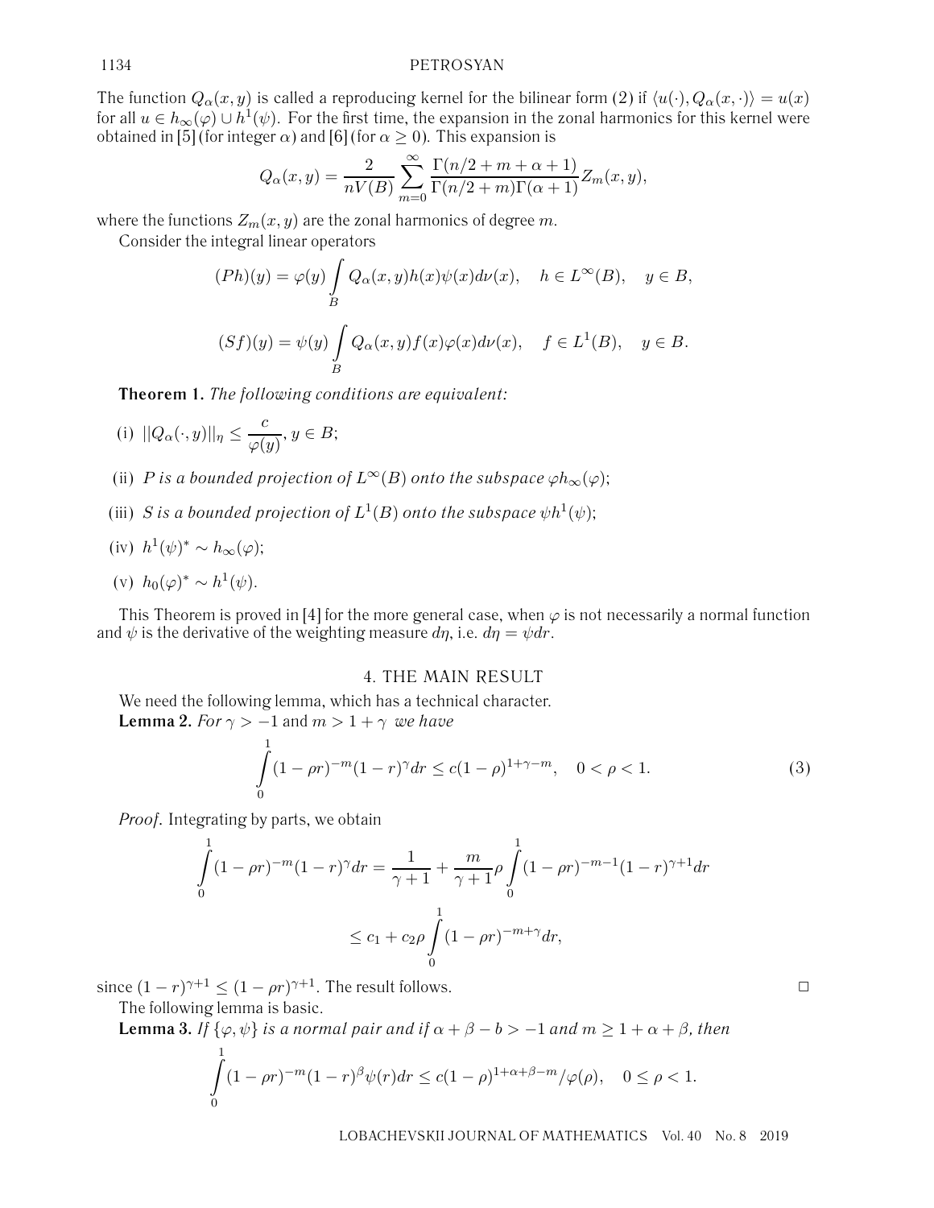The function $Q_\alpha(x,y)$ is called a reproducing kernel for the bilinear form (2) if $\langle u(\cdot), Q_\alpha(x,\cdot)\rangle = u(x)$ for all $u \in h_\infty(\varphi) \cup h^1(\psi)$. For the first time, the expansion in the zonal harmonics for this kernel were obtained in [5] (for integer $\alpha$) and [6] (for $\alpha \geq 0$). This expansion is

$$Q_\alpha(x,y) = \frac{2}{nV(B)} \sum_{m=0}^{\infty} \frac{\Gamma(n/2+m+\alpha+1)}{\Gamma(n/2+m)\Gamma(\alpha+1)} Z_m(x,y),$$

where the functions $Z_m(x,y)$ are the zonal harmonics of degree $m$.

Consider the integral linear operators

$$(Ph)(y) = \varphi(y) \int_B Q_\alpha(x,y) h(x) \psi(x) d\nu(x), \quad h \in L^\infty(B), \quad y \in B,$$

$$(Sf)(y) = \psi(y) \int_B Q_\alpha(x,y) f(x) \varphi(x) d\nu(x), \quad f \in L^1(B), \quad y \in B.$$

**Theorem 1.** *The following conditions are equivalent:*

- (i) $||Q_\alpha(\cdot,y)||_\eta \leq \dfrac{c}{\varphi(y)}, y \in B$;
- (ii) *$P$ is a bounded projection of $L^\infty(B)$ onto the subspace $\varphi h_\infty(\varphi)$;*
- (iii) *$S$ is a bounded projection of $L^1(B)$ onto the subspace $\psi h^1(\psi)$;*
- (iv) $h^1(\psi)^* \sim h_\infty(\varphi)$;
- (v) $h_0(\varphi)^* \sim h^1(\psi)$.

This Theorem is proved in [4] for the more general case, when $\varphi$ is not necessarily a normal function and $\psi$ is the derivative of the weighting measure $d\eta$, i.e. $d\eta = \psi dr$.

## 4. THE MAIN RESULT

We need the following lemma, which has a technical character.

**Lemma 2.** *For $\gamma > -1$ and $m > 1+\gamma$ we have*

$$\int_0^1 (1-\rho r)^{-m}(1-r)^\gamma dr \leq c(1-\rho)^{1+\gamma-m}, \quad 0 < \rho < 1. \tag{3}$$

*Proof.* Integrating by parts, we obtain

$$\int_0^1 (1-\rho r)^{-m}(1-r)^\gamma dr = \frac{1}{\gamma+1} + \frac{m}{\gamma+1}\rho \int_0^1 (1-\rho r)^{-m-1}(1-r)^{\gamma+1} dr$$

$$\leq c_1 + c_2 \rho \int_0^1 (1-\rho r)^{-m+\gamma} dr,$$

since $(1-r)^{\gamma+1} \leq (1-\rho r)^{\gamma+1}$. The result follows. $\square$

The following lemma is basic.

**Lemma 3.** *If $\{\varphi, \psi\}$ is a normal pair and if $\alpha + \beta - b > -1$ and $m \geq 1+\alpha+\beta$, then*

$$\int_0^1 (1-\rho r)^{-m}(1-r)^\beta \psi(r) dr \leq c(1-\rho)^{1+\alpha+\beta-m}/\varphi(\rho), \quad 0 \leq \rho < 1.$$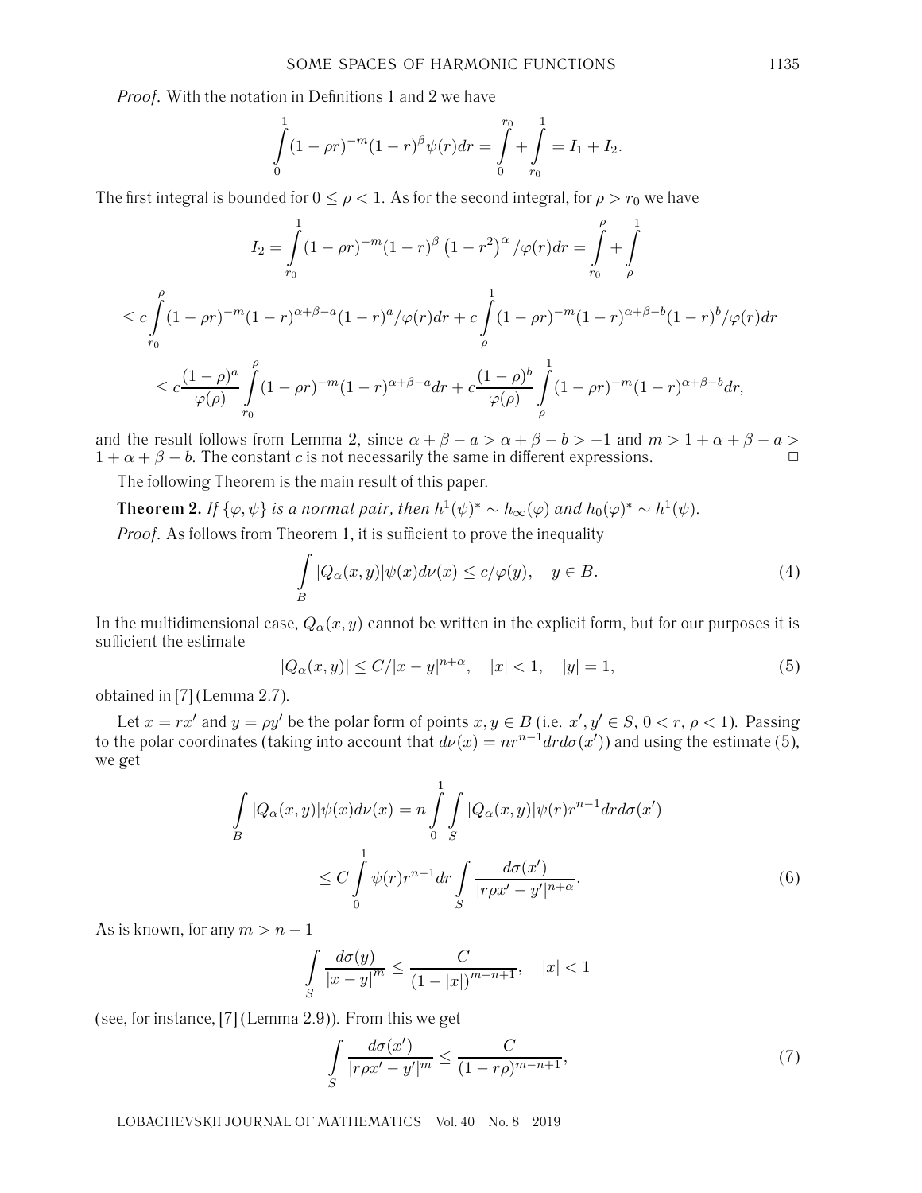*Proof.* With the notation in Definitions 1 and 2 we have

$$\int_0^1 (1-\rho r)^{-m}(1-r)^{\beta}\psi(r)dr = \int_0^{r_0} + \int_{r_0}^1 = I_1 + I_2.$$

The first integral is bounded for $0 \le \rho < 1$. As for the second integral, for $\rho > r_0$ we have

$$I_2 = \int_{r_0}^1 (1-\rho r)^{-m}(1-r)^{\beta}\left(1-r^2\right)^{\alpha}/\varphi(r)dr = \int_{r_0}^{\rho} + \int_{\rho}^{1}$$

$$\le c\int_{r_0}^{\rho}(1-\rho r)^{-m}(1-r)^{\alpha+\beta-a}(1-r)^{a}/\varphi(r)dr + c\int_{\rho}^{1}(1-\rho r)^{-m}(1-r)^{\alpha+\beta-b}(1-r)^{b}/\varphi(r)dr$$

$$\le c\frac{(1-\rho)^a}{\varphi(\rho)}\int_{r_0}^{\rho}(1-\rho r)^{-m}(1-r)^{\alpha+\beta-a}dr + c\frac{(1-\rho)^b}{\varphi(\rho)}\int_{\rho}^{1}(1-\rho r)^{-m}(1-r)^{\alpha+\beta-b}dr,$$

and the result follows from Lemma 2, since $\alpha+\beta-a > \alpha+\beta-b > -1$ and $m > 1+\alpha+\beta-a > 1+\alpha+\beta-b$. The constant $c$ is not necessarily the same in different expressions. □

The following Theorem is the main result of this paper.

**Theorem 2.** *If $\{\varphi,\psi\}$ is a normal pair, then $h^1(\psi)^* \sim h_\infty(\varphi)$ and $h_0(\varphi)^* \sim h^1(\psi)$.*

*Proof.* As follows from Theorem 1, it is sufficient to prove the inequality

$$\int_B |Q_\alpha(x,y)|\psi(x)d\nu(x) \le c/\varphi(y), \quad y \in B. \tag{4}$$

In the multidimensional case, $Q_\alpha(x,y)$ cannot be written in the explicit form, but for our purposes it is sufficient the estimate

$$|Q_\alpha(x,y)| \le C/|x-y|^{n+\alpha}, \quad |x|<1, \quad |y|=1, \tag{5}$$

obtained in [7] (Lemma 2.7).

Let $x = rx'$ and $y = \rho y'$ be the polar form of points $x, y \in B$ (i.e. $x', y' \in S$, $0 < r, \rho < 1$). Passing to the polar coordinates (taking into account that $d\nu(x) = nr^{n-1}drd\sigma(x')$) and using the estimate (5), we get

$$\int_B |Q_\alpha(x,y)|\psi(x)d\nu(x) = n\int_0^1\int_S |Q_\alpha(x,y)|\psi(r)r^{n-1}drd\sigma(x')$$

$$\le C\int_0^1 \psi(r)r^{n-1}dr\int_S \frac{d\sigma(x')}{|r\rho x'-y'|^{n+\alpha}}. \tag{6}$$

As is known, for any $m > n-1$

$$\int_S \frac{d\sigma(y)}{|x-y|^m} \le \frac{C}{(1-|x|)^{m-n+1}}, \quad |x|<1$$

(see, for instance, [7] (Lemma 2.9)). From this we get

$$\int_S \frac{d\sigma(x')}{|r\rho x'-y'|^m} \le \frac{C}{(1-r\rho)^{m-n+1}}, \tag{7}$$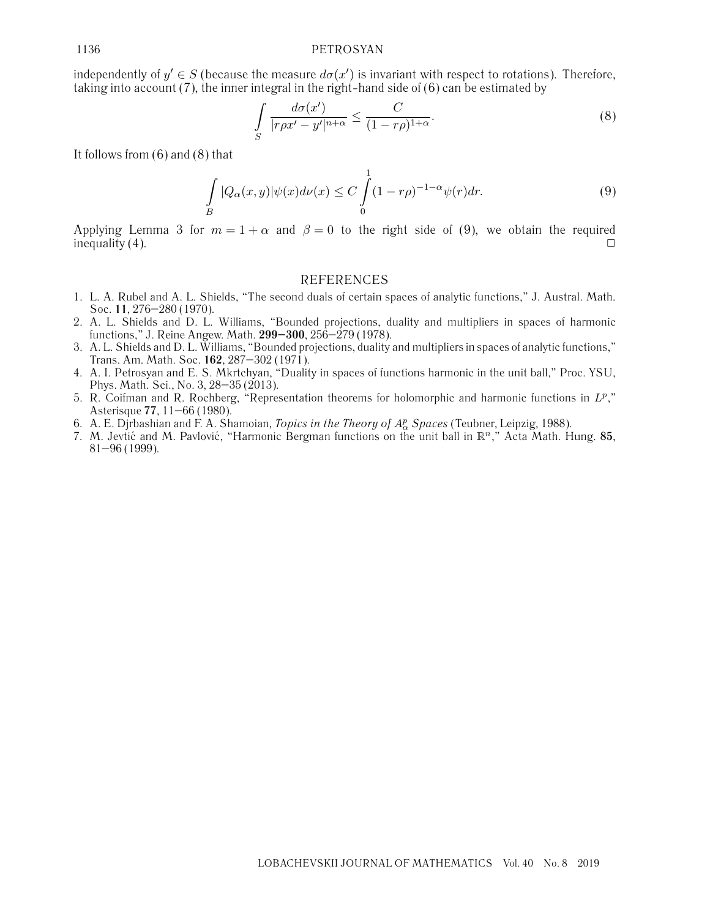independently of $y' \in S$ (because the measure $d\sigma(x')$ is invariant with respect to rotations). Therefore, taking into account (7), the inner integral in the right-hand side of (6) can be estimated by

$$\int_S \frac{d\sigma(x')}{|r\rho x' - y'|^{n+\alpha}} \leq \frac{C}{(1-r\rho)^{1+\alpha}}. \tag{8}$$

It follows from (6) and (8) that

$$\int_B |Q_\alpha(x,y)|\psi(x)d\nu(x) \leq C\int_0^1 (1-r\rho)^{-1-\alpha}\psi(r)dr. \tag{9}$$

Applying Lemma 3 for $m = 1+\alpha$ and $\beta = 0$ to the right side of (9), we obtain the required inequality (4). □

## REFERENCES

1. L. A. Rubel and A. L. Shields, "The second duals of certain spaces of analytic functions," J. Austral. Math. Soc. **11**, 276–280 (1970).
2. A. L. Shields and D. L. Williams, "Bounded projections, duality and multipliers in spaces of harmonic functions," J. Reine Angew. Math. **299–300**, 256–279 (1978).
3. A. L. Shields and D. L. Williams, "Bounded projections, duality and multipliers in spaces of analytic functions," Trans. Am. Math. Soc. **162**, 287–302 (1971).
4. A. I. Petrosyan and E. S. Mkrtchyan, "Duality in spaces of functions harmonic in the unit ball," Proc. YSU, Phys. Math. Sci., No. 3, 28–35 (2013).
5. R. Coifman and R. Rochberg, "Representation theorems for holomorphic and harmonic functions in $L^p$," Asterisque **77**, 11–66 (1980).
6. A. E. Djrbashian and F. A. Shamoian, *Topics in the Theory of $A^p_\alpha$ Spaces* (Teubner, Leipzig, 1988).
7. M. Jevtić and M. Pavlović, "Harmonic Bergman functions on the unit ball in $\mathbb{R}^n$," Acta Math. Hung. **85**, 81–96 (1999).